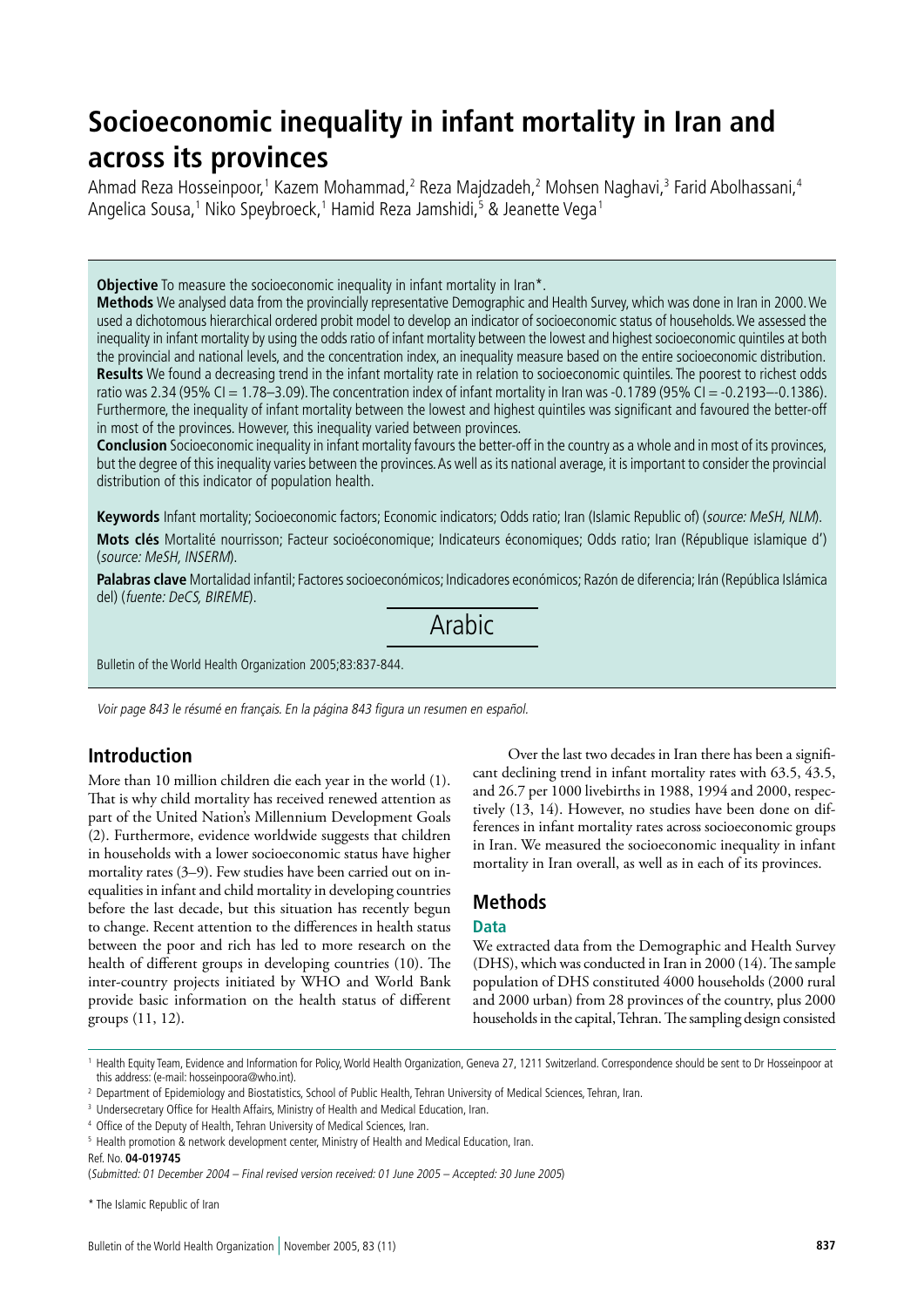# Socioeconomic inequality in infant mortality in Iran and across its provinces

Ahmad Reza Hosseinpoor,[1] Kazem Mohammad,[2] Reza Majdzadeh,[2] Mohsen Naghavi,[3] Farid Abolhassani,[4] Angelica Sousa,[1] Niko Speybroeck,[1] Hamid Reza Jamshidi,[5] & Jeanette Vega[1]

**Objective** To measure the socioeconomic inequality in infant mortality in Iran*.

**Methods** We analysed data from the provincially representative Demographic and Health Survey, which was done in Iran in 2000. We used a dichotomous hierarchical ordered probit model to develop an indicator of socioeconomic status of households. We assessed the inequality in infant mortality by using the odds ratio of infant mortality between the lowest and highest socioeconomic quintiles at both the provincial and national levels, and the concentration index, an inequality measure based on the entire socioeconomic distribution.

**Results** We found a decreasing trend in the infant mortality rate in relation to socioeconomic quintiles. The poorest to richest odds ratio was 2.34 (95% CI = 1.78–3.09). The concentration index of infant mortality in Iran was -0.1789 (95% CI = -0.2193–-0.1386). Furthermore, the inequality of infant mortality between the lowest and highest quintiles was significant and favoured the better-off in most of the provinces. However, this inequality varied between provinces.

**Conclusion** Socioeconomic inequality in infant mortality favours the better-off in the country as a whole and in most of its provinces, but the degree of this inequality varies between the provinces. As well as its national average, it is important to consider the provincial distribution of this indicator of population health.

**Keywords** Infant mortality; Socioeconomic factors; Economic indicators; Odds ratio; Iran (Islamic Republic of) (*source: MeSH, NLM*).

**Mots clés** Mortalité nourrisson; Facteur socioéconomique; Indicateurs économiques; Odds ratio; Iran (République islamique d') (*source: MeSH, INSERM*).

**Palabras clave** Mortalidad infantil; Factores socioeconómicos; Indicadores económicos; Razón de diferencia; Irán (República Islámica del) (*fuente: DeCS, BIREME*).

Arabic

Bulletin of the World Health Organization 2005;83:837-844.

*Voir page 843 le résumé en français. En la página 843 figura un resumen en español.*

## Introduction

More than 10 million children die each year in the world (1). That is why child mortality has received renewed attention as part of the United Nation's Millennium Development Goals (2). Furthermore, evidence worldwide suggests that children in households with a lower socioeconomic status have higher mortality rates (3–9). Few studies have been carried out on inequalities in infant and child mortality in developing countries before the last decade, but this situation has recently begun to change. Recent attention to the differences in health status between the poor and rich has led to more research on the health of different groups in developing countries (10). The inter-country projects initiated by WHO and World Bank provide basic information on the health status of different groups (11, 12).

Over the last two decades in Iran there has been a significant declining trend in infant mortality rates with 63.5, 43.5, and 26.7 per 1000 livebirths in 1988, 1994 and 2000, respectively (13, 14). However, no studies have been done on differences in infant mortality rates across socioeconomic groups in Iran. We measured the socioeconomic inequality in infant mortality in Iran overall, as well as in each of its provinces.

## Methods

### Data

We extracted data from the Demographic and Health Survey (DHS), which was conducted in Iran in 2000 (14). The sample population of DHS constituted 4000 households (2000 rural and 2000 urban) from 28 provinces of the country, plus 2000 households in the capital, Tehran. The sampling design consisted

---

[1] Health Equity Team, Evidence and Information for Policy, World Health Organization, Geneva 27, 1211 Switzerland. Correspondence should be sent to Dr Hosseinpoor at this address: (e-mail: hosseinpoora@who.int).

[2] Department of Epidemiology and Biostatistics, School of Public Health, Tehran University of Medical Sciences, Tehran, Iran.

[3] Undersecretary Office for Health Affairs, Ministry of Health and Medical Education, Iran.

[4] Office of the Deputy of Health, Tehran University of Medical Sciences, Iran.

[5] Health promotion & network development center, Ministry of Health and Medical Education, Iran.

Ref. No. **04-019745**

(*Submitted: 01 December 2004 – Final revised version received: 01 June 2005 – Accepted: 30 June 2005*)

\* The Islamic Republic of Iran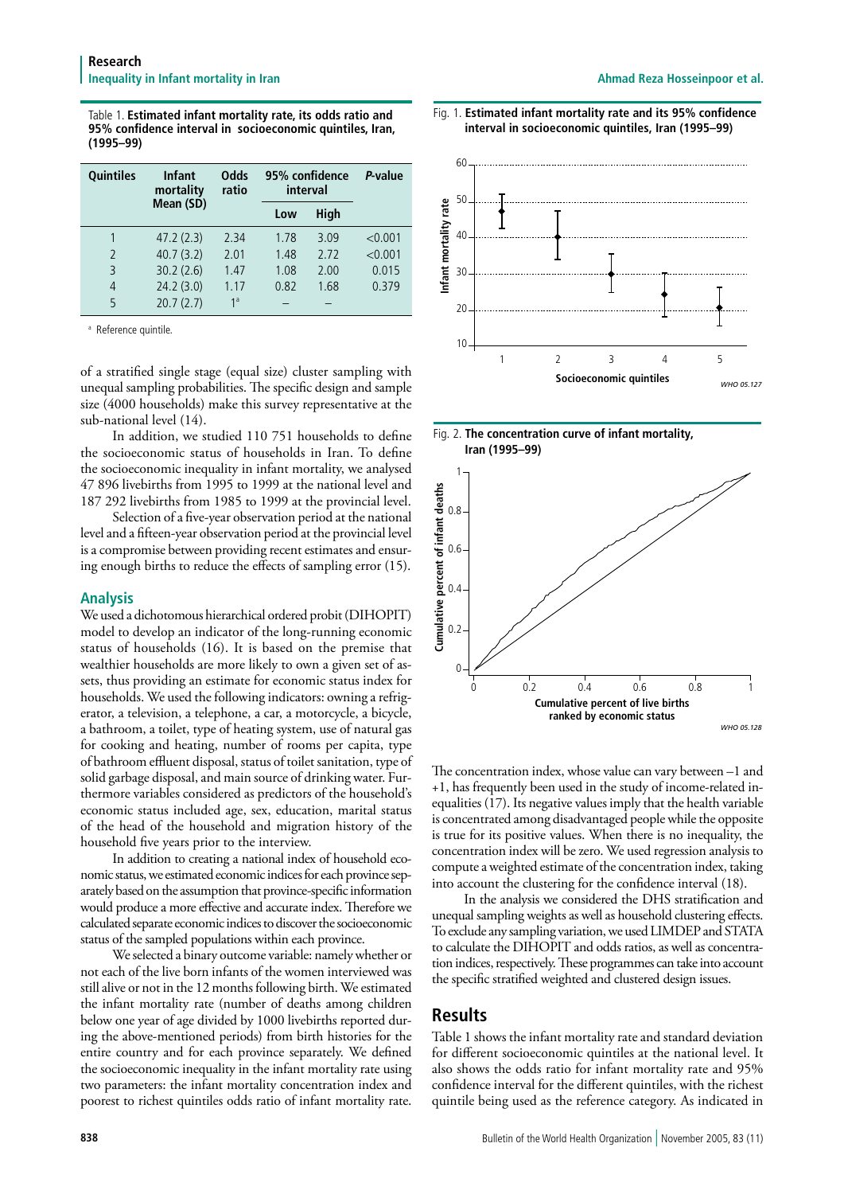Table 1. **Estimated infant mortality rate, its odds ratio and 95% confidence interval in socioeconomic quintiles, Iran, (1995–99)**

| Quintiles | Infant mortality Mean (SD) | Odds ratio | 95% confidence interval | | *P*-value |
|---|---|---|---|---|---|
| | | | Low | High | |
| 1 | 47.2 (2.3) | 2.34 | 1.78 | 3.09 | <0.001 |
| 2 | 40.7 (3.2) | 2.01 | 1.48 | 2.72 | <0.001 |
| 3 | 30.2 (2.6) | 1.47 | 1.08 | 2.00 | 0.015 |
| 4 | 24.2 (3.0) | 1.17 | 0.82 | 1.68 | 0.379 |
| 5 | 20.7 (2.7) | 1[a] | – | – | |

[a] Reference quintile.

of a stratified single stage (equal size) cluster sampling with unequal sampling probabilities. The specific design and sample size (4000 households) make this survey representative at the sub-national level (14).

In addition, we studied 110 751 households to define the socioeconomic status of households in Iran. To define the socioeconomic inequality in infant mortality, we analysed 47 896 livebirths from 1995 to 1999 at the national level and 187 292 livebirths from 1985 to 1999 at the provincial level.

Selection of a five-year observation period at the national level and a fifteen-year observation period at the provincial level is a compromise between providing recent estimates and ensuring enough births to reduce the effects of sampling error (15).

## Analysis

We used a dichotomous hierarchical ordered probit (DIHOPIT) model to develop an indicator of the long-running economic status of households (16). It is based on the premise that wealthier households are more likely to own a given set of assets, thus providing an estimate for economic status index for households. We used the following indicators: owning a refrigerator, a television, a telephone, a car, a motorcycle, a bicycle, a bathroom, a toilet, type of heating system, use of natural gas for cooking and heating, number of rooms per capita, type of bathroom effluent disposal, status of toilet sanitation, type of solid garbage disposal, and main source of drinking water. Furthermore variables considered as predictors of the household's economic status included age, sex, education, marital status of the head of the household and migration history of the household five years prior to the interview.

In addition to creating a national index of household economic status, we estimated economic indices for each province separately based on the assumption that province-specific information would produce a more effective and accurate index. Therefore we calculated separate economic indices to discover the socioeconomic status of the sampled populations within each province.

We selected a binary outcome variable: namely whether or not each of the live born infants of the women interviewed was still alive or not in the 12 months following birth. We estimated the infant mortality rate (number of deaths among children below one year of age divided by 1000 livebirths reported during the above-mentioned periods) from birth histories for the entire country and for each province separately. We defined the socioeconomic inequality in the infant mortality rate using two parameters: the infant mortality concentration index and poorest to richest quintiles odds ratio of infant mortality rate.

Fig. 1. **Estimated infant mortality rate and its 95% confidence interval in socioeconomic quintiles, Iran (1995–99)**

Fig. 2. **The concentration curve of infant mortality, Iran (1995–99)**

The concentration index, whose value can vary between –1 and +1, has frequently been used in the study of income-related inequalities (17). Its negative values imply that the health variable is concentrated among disadvantaged people while the opposite is true for its positive values. When there is no inequality, the concentration index will be zero. We used regression analysis to compute a weighted estimate of the concentration index, taking into account the clustering for the confidence interval (18).

In the analysis we considered the DHS stratification and unequal sampling weights as well as household clustering effects. To exclude any sampling variation, we used LIMDEP and STATA to calculate the DIHOPIT and odds ratios, as well as concentration indices, respectively. These programmes can take into account the specific stratified weighted and clustered design issues.

## Results

Table 1 shows the infant mortality rate and standard deviation for different socioeconomic quintiles at the national level. It also shows the odds ratio for infant mortality rate and 95% confidence interval for the different quintiles, with the richest quintile being used as the reference category. As indicated in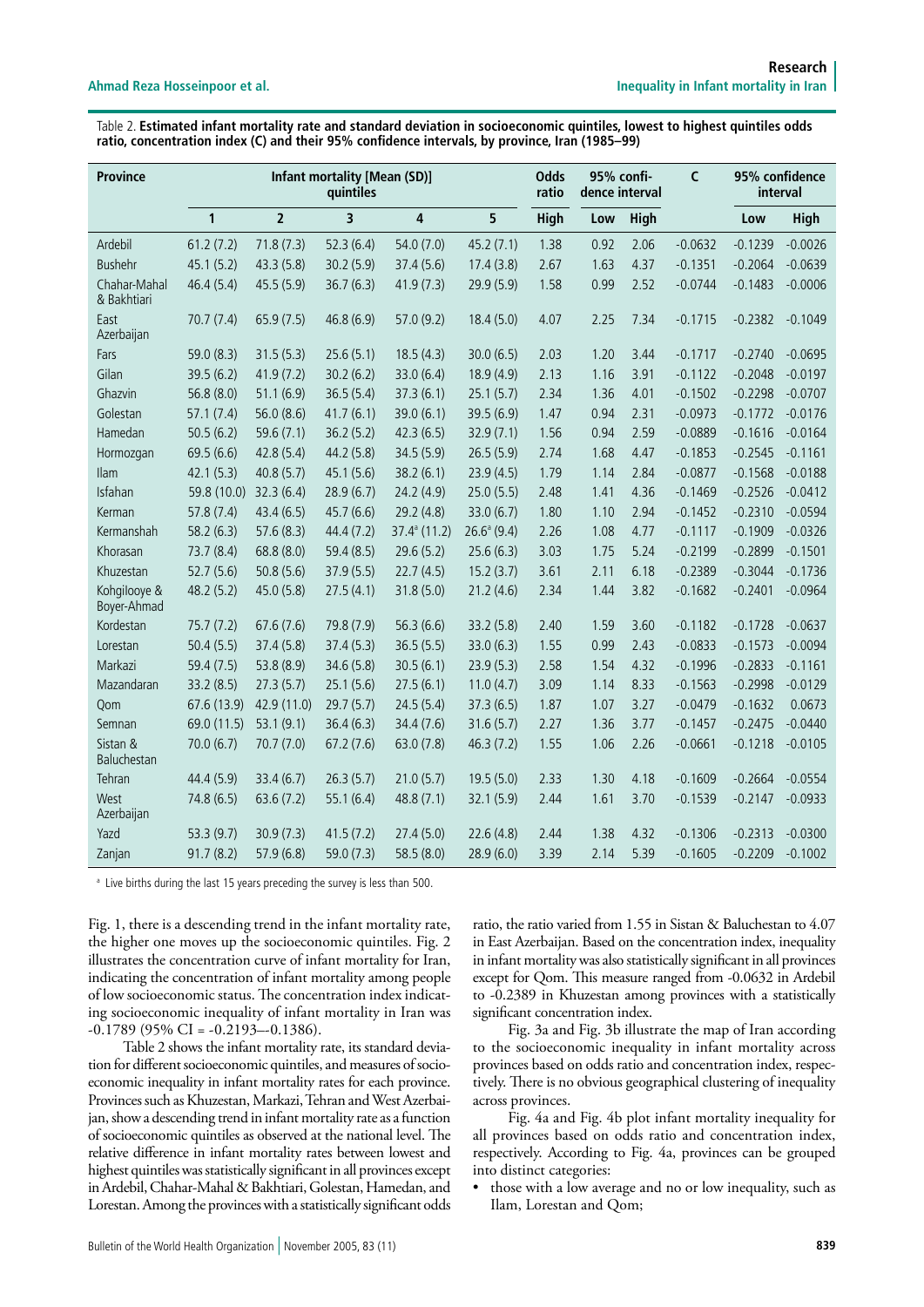Table 2. **Estimated infant mortality rate and standard deviation in socioeconomic quintiles, lowest to highest quintiles odds ratio, concentration index (C) and their 95% confidence intervals, by province, Iran (1985–99)**

| Province | Infant mortality [Mean (SD)] quintiles | | | | | Odds ratio | 95% confidence interval | | C | 95% confidence interval | |
|---|---|---|---|---|---|---|---|---|---|---|---|
| | 1 | 2 | 3 | 4 | 5 | High | Low | High | | Low | High |
| Ardebil | 61.2 (7.2) | 71.8 (7.3) | 52.3 (6.4) | 54.0 (7.0) | 45.2 (7.1) | 1.38 | 0.92 | 2.06 | -0.0632 | -0.1239 | -0.0026 |
| Bushehr | 45.1 (5.2) | 43.3 (5.8) | 30.2 (5.9) | 37.4 (5.6) | 17.4 (3.8) | 2.67 | 1.63 | 4.37 | -0.1351 | -0.2064 | -0.0639 |
| Chahar-Mahal & Bakhtiari | 46.4 (5.4) | 45.5 (5.9) | 36.7 (6.3) | 41.9 (7.3) | 29.9 (5.9) | 1.58 | 0.99 | 2.52 | -0.0744 | -0.1483 | -0.0006 |
| East Azerbaijan | 70.7 (7.4) | 65.9 (7.5) | 46.8 (6.9) | 57.0 (9.2) | 18.4 (5.0) | 4.07 | 2.25 | 7.34 | -0.1715 | -0.2382 | -0.1049 |
| Fars | 59.0 (8.3) | 31.5 (5.3) | 25.6 (5.1) | 18.5 (4.3) | 30.0 (6.5) | 2.03 | 1.20 | 3.44 | -0.1717 | -0.2740 | -0.0695 |
| Gilan | 39.5 (6.2) | 41.9 (7.2) | 30.2 (6.2) | 33.0 (6.4) | 18.9 (4.9) | 2.13 | 1.16 | 3.91 | -0.1122 | -0.2048 | -0.0197 |
| Ghazvin | 56.8 (8.0) | 51.1 (6.9) | 36.5 (5.4) | 37.3 (6.1) | 25.1 (5.7) | 2.34 | 1.36 | 4.01 | -0.1502 | -0.2298 | -0.0707 |
| Golestan | 57.1 (7.4) | 56.0 (8.6) | 41.7 (6.1) | 39.0 (6.1) | 39.5 (6.9) | 1.47 | 0.94 | 2.31 | -0.0973 | -0.1772 | -0.0176 |
| Hamedan | 50.5 (6.2) | 59.6 (7.1) | 36.2 (5.2) | 42.3 (6.5) | 32.9 (7.1) | 1.56 | 0.94 | 2.59 | -0.0889 | -0.1616 | -0.0164 |
| Hormozgan | 69.5 (6.6) | 42.8 (5.4) | 44.2 (5.8) | 34.5 (5.9) | 26.5 (5.9) | 2.74 | 1.68 | 4.47 | -0.1853 | -0.2545 | -0.1161 |
| Ilam | 42.1 (5.3) | 40.8 (5.7) | 45.1 (5.6) | 38.2 (6.1) | 23.9 (4.5) | 1.79 | 1.14 | 2.84 | -0.0877 | -0.1568 | -0.0188 |
| Isfahan | 59.8 (10.0) | 32.3 (6.4) | 28.9 (6.7) | 24.2 (4.9) | 25.0 (5.5) | 2.48 | 1.41 | 4.36 | -0.1469 | -0.2526 | -0.0412 |
| Kerman | 57.8 (7.4) | 43.4 (6.5) | 45.7 (6.6) | 29.2 (4.8) | 33.0 (6.7) | 1.80 | 1.10 | 2.94 | -0.1452 | -0.2310 | -0.0594 |
| Kermanshah | 58.2 (6.3) | 57.6 (8.3) | 44.4 (7.2) | 37.4[a] (11.2) | 26.6[a] (9.4) | 2.26 | 1.08 | 4.77 | -0.1117 | -0.1909 | -0.0326 |
| Khorasan | 73.7 (8.4) | 68.8 (8.0) | 59.4 (8.5) | 29.6 (5.2) | 25.6 (6.3) | 3.03 | 1.75 | 5.24 | -0.2199 | -0.2899 | -0.1501 |
| Khuzestan | 52.7 (5.6) | 50.8 (5.6) | 37.9 (5.5) | 22.7 (4.5) | 15.2 (3.7) | 3.61 | 2.11 | 6.18 | -0.2389 | -0.3044 | -0.1736 |
| Kohgilooye & Boyer-Ahmad | 48.2 (5.2) | 45.0 (5.8) | 27.5 (4.1) | 31.8 (5.0) | 21.2 (4.6) | 2.34 | 1.44 | 3.82 | -0.1682 | -0.2401 | -0.0964 |
| Kordestan | 75.7 (7.2) | 67.6 (7.6) | 79.8 (7.9) | 56.3 (6.6) | 33.2 (5.8) | 2.40 | 1.59 | 3.60 | -0.1182 | -0.1728 | -0.0637 |
| Lorestan | 50.4 (5.5) | 37.4 (5.8) | 37.4 (5.3) | 36.5 (5.5) | 33.0 (6.3) | 1.55 | 0.99 | 2.43 | -0.0833 | -0.1573 | -0.0094 |
| Markazi | 59.4 (7.5) | 53.8 (8.9) | 34.6 (5.8) | 30.5 (6.1) | 23.9 (5.3) | 2.58 | 1.54 | 4.32 | -0.1996 | -0.2833 | -0.1161 |
| Mazandaran | 33.2 (8.5) | 27.3 (5.7) | 25.1 (5.6) | 27.5 (6.1) | 11.0 (4.7) | 3.09 | 1.14 | 8.33 | -0.1563 | -0.2998 | -0.0129 |
| Qom | 67.6 (13.9) | 42.9 (11.0) | 29.7 (5.7) | 24.5 (5.4) | 37.3 (6.5) | 1.87 | 1.07 | 3.27 | -0.0479 | -0.1632 | 0.0673 |
| Semnan | 69.0 (11.5) | 53.1 (9.1) | 36.4 (6.3) | 34.4 (7.6) | 31.6 (5.7) | 2.27 | 1.36 | 3.77 | -0.1457 | -0.2475 | -0.0440 |
| Sistan & Baluchestan | 70.0 (6.7) | 70.7 (7.0) | 67.2 (7.6) | 63.0 (7.8) | 46.3 (7.2) | 1.55 | 1.06 | 2.26 | -0.0661 | -0.1218 | -0.0105 |
| Tehran | 44.4 (5.9) | 33.4 (6.7) | 26.3 (5.7) | 21.0 (5.7) | 19.5 (5.0) | 2.33 | 1.30 | 4.18 | -0.1609 | -0.2664 | -0.0554 |
| West Azerbaijan | 74.8 (6.5) | 63.6 (7.2) | 55.1 (6.4) | 48.8 (7.1) | 32.1 (5.9) | 2.44 | 1.61 | 3.70 | -0.1539 | -0.2147 | -0.0933 |
| Yazd | 53.3 (9.7) | 30.9 (7.3) | 41.5 (7.2) | 27.4 (5.0) | 22.6 (4.8) | 2.44 | 1.38 | 4.32 | -0.1306 | -0.2313 | -0.0300 |
| Zanjan | 91.7 (8.2) | 57.9 (6.8) | 59.0 (7.3) | 58.5 (8.0) | 28.9 (6.0) | 3.39 | 2.14 | 5.39 | -0.1605 | -0.2209 | -0.1002 |

[a] Live births during the last 15 years preceding the survey is less than 500.

Fig. 1, there is a descending trend in the infant mortality rate, the higher one moves up the socioeconomic quintiles. Fig. 2 illustrates the concentration curve of infant mortality for Iran, indicating the concentration of infant mortality among people of low socioeconomic status. The concentration index indicating socioeconomic inequality of infant mortality in Iran was -0.1789 (95% CI = -0.2193–-0.1386).

Table 2 shows the infant mortality rate, its standard deviation for different socioeconomic quintiles, and measures of socioeconomic inequality in infant mortality rates for each province. Provinces such as Khuzestan, Markazi, Tehran and West Azerbaijan, show a descending trend in infant mortality rate as a function of socioeconomic quintiles as observed at the national level. The relative difference in infant mortality rates between lowest and highest quintiles was statistically significant in all provinces except in Ardebil, Chahar-Mahal & Bakhtiari, Golestan, Hamedan, and Lorestan. Among the provinces with a statistically significant odds ratio, the ratio varied from 1.55 in Sistan & Baluchestan to 4.07 in East Azerbaijan. Based on the concentration index, inequality in infant mortality was also statistically significant in all provinces except for Qom. This measure ranged from -0.0632 in Ardebil to -0.2389 in Khuzestan among provinces with a statistically significant concentration index.

Fig. 3a and Fig. 3b illustrate the map of Iran according to the socioeconomic inequality in infant mortality across provinces based on odds ratio and concentration index, respectively. There is no obvious geographical clustering of inequality across provinces.

Fig. 4a and Fig. 4b plot infant mortality inequality for all provinces based on odds ratio and concentration index, respectively. According to Fig. 4a, provinces can be grouped into distinct categories:

- those with a low average and no or low inequality, such as Ilam, Lorestan and Qom;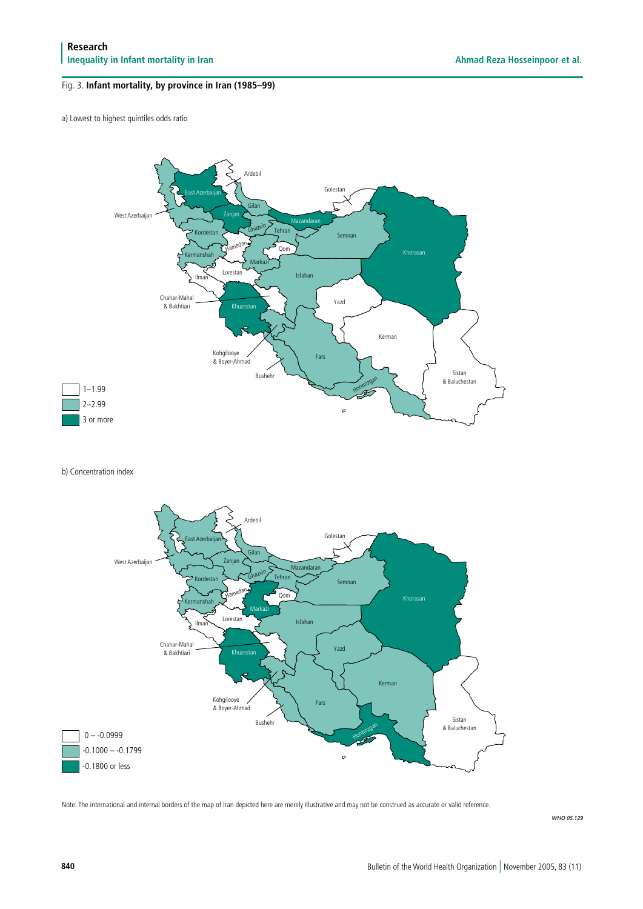Fig. 3. **Infant mortality, by province in Iran (1985–99)**

a) Lowest to highest quintiles odds ratio

b) Concentration index

Note: The international and internal borders of the map of Iran depicted here are merely illustrative and may not be construed as accurate or valid reference.

WHO 05.129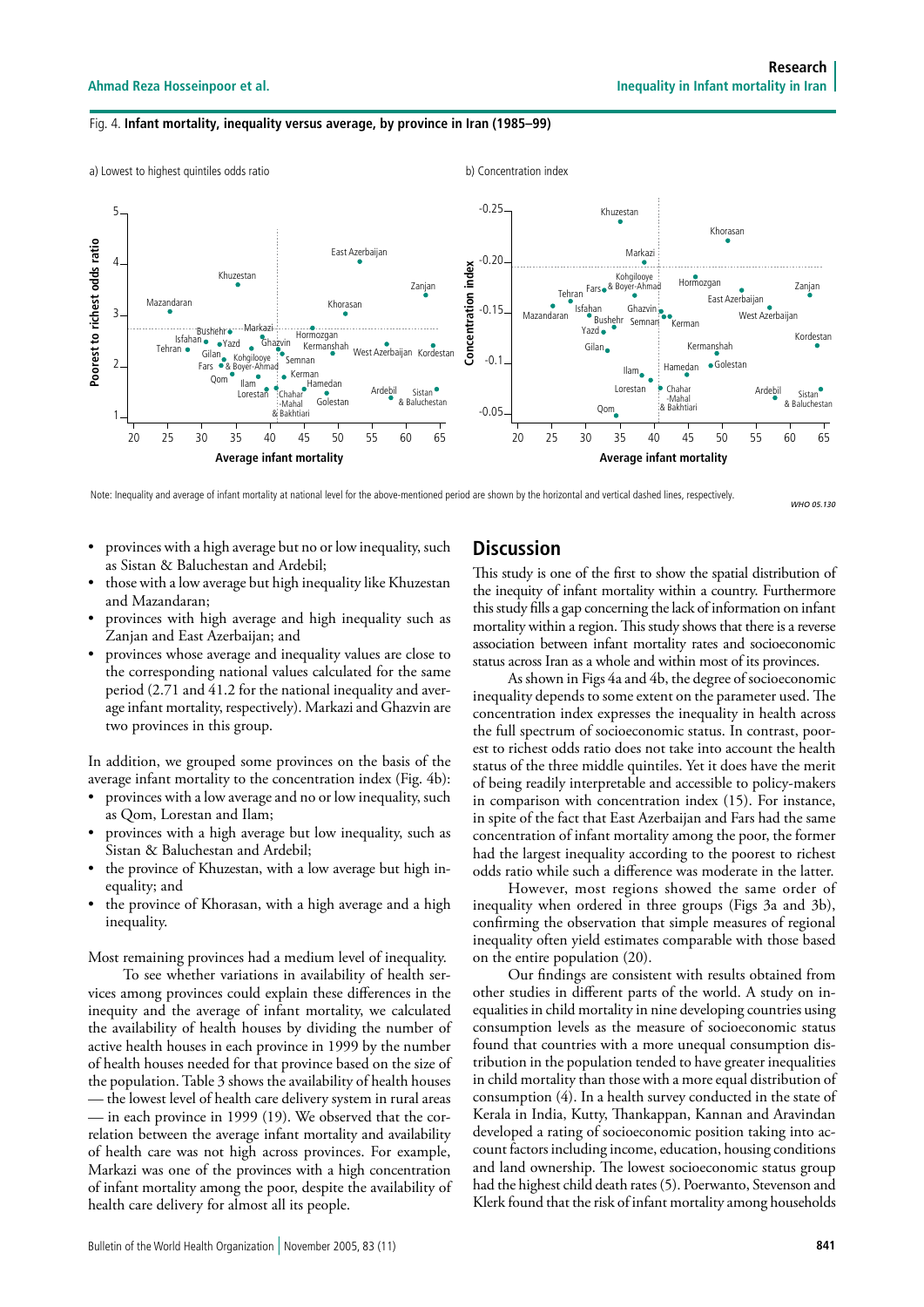Fig. 4. **Infant mortality, inequality versus average, by province in Iran (1985–99)**

a) Lowest to highest quintiles odds ratio

b) Concentration index

Note: Inequality and average of infant mortality at national level for the above-mentioned period are shown by the horizontal and vertical dashed lines, respectively.

WHO 05.130

- provinces with a high average but no or low inequality, such as Sistan & Baluchestan and Ardebil;
- those with a low average but high inequality like Khuzestan and Mazandaran;
- provinces with high average and high inequality such as Zanjan and East Azerbaijan; and
- provinces whose average and inequality values are close to the corresponding national values calculated for the same period (2.71 and 41.2 for the national inequality and average infant mortality, respectively). Markazi and Ghazvin are two provinces in this group.

In addition, we grouped some provinces on the basis of the average infant mortality to the concentration index (Fig. 4b):

- provinces with a low average and no or low inequality, such as Qom, Lorestan and Ilam;
- provinces with a high average but low inequality, such as Sistan & Baluchestan and Ardebil;
- the province of Khuzestan, with a low average but high inequality; and
- the province of Khorasan, with a high average and a high inequality.

Most remaining provinces had a medium level of inequality.

To see whether variations in availability of health services among provinces could explain these differences in the inequity and the average of infant mortality, we calculated the availability of health houses by dividing the number of active health houses in each province in 1999 by the number of health houses needed for that province based on the size of the population. Table 3 shows the availability of health houses — the lowest level of health care delivery system in rural areas — in each province in 1999 (19). We observed that the correlation between the average infant mortality and availability of health care was not high across provinces. For example, Markazi was one of the provinces with a high concentration of infant mortality among the poor, despite the availability of health care delivery for almost all its people.

## Discussion

This study is one of the first to show the spatial distribution of the inequity of infant mortality within a country. Furthermore this study fills a gap concerning the lack of information on infant mortality within a region. This study shows that there is a reverse association between infant mortality rates and socioeconomic status across Iran as a whole and within most of its provinces.

As shown in Figs 4a and 4b, the degree of socioeconomic inequality depends to some extent on the parameter used. The concentration index expresses the inequality in health across the full spectrum of socioeconomic status. In contrast, poorest to richest odds ratio does not take into account the health status of the three middle quintiles. Yet it does have the merit of being readily interpretable and accessible to policy-makers in comparison with concentration index (15). For instance, in spite of the fact that East Azerbaijan and Fars had the same concentration of infant mortality among the poor, the former had the largest inequality according to the poorest to richest odds ratio while such a difference was moderate in the latter.

However, most regions showed the same order of inequality when ordered in three groups (Figs 3a and 3b), confirming the observation that simple measures of regional inequality often yield estimates comparable with those based on the entire population (20).

Our findings are consistent with results obtained from other studies in different parts of the world. A study on inequalities in child mortality in nine developing countries using consumption levels as the measure of socioeconomic status found that countries with a more unequal consumption distribution in the population tended to have greater inequalities in child mortality than those with a more equal distribution of consumption (4). In a health survey conducted in the state of Kerala in India, Kutty, Thankappan, Kannan and Aravindan developed a rating of socioeconomic position taking into account factors including income, education, housing conditions and land ownership. The lowest socioeconomic status group had the highest child death rates (5). Poerwanto, Stevenson and Klerk found that the risk of infant mortality among households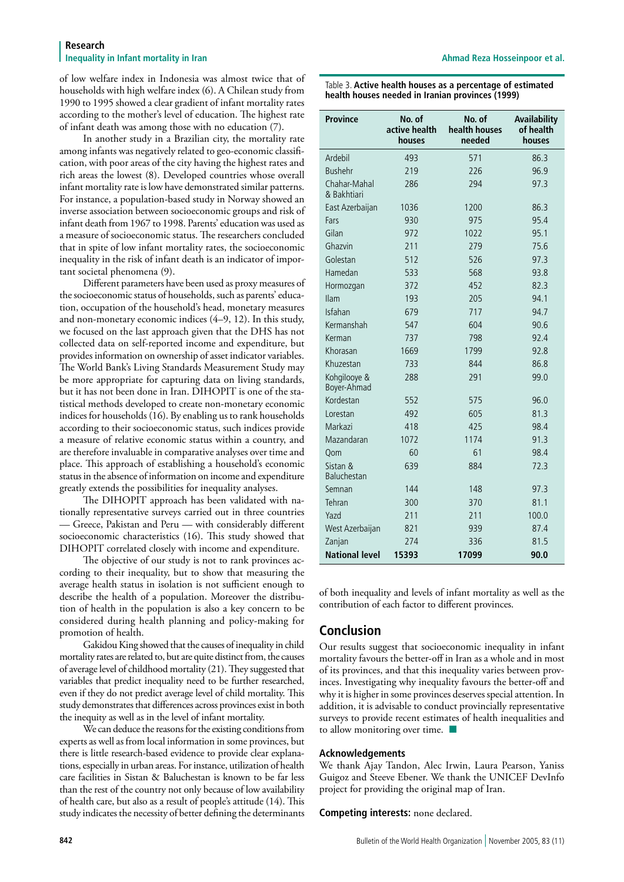of low welfare index in Indonesia was almost twice that of households with high welfare index (6). A Chilean study from 1990 to 1995 showed a clear gradient of infant mortality rates according to the mother's level of education. The highest rate of infant death was among those with no education (7).

In another study in a Brazilian city, the mortality rate among infants was negatively related to geo-economic classification, with poor areas of the city having the highest rates and rich areas the lowest (8). Developed countries whose overall infant mortality rate is low have demonstrated similar patterns. For instance, a population-based study in Norway showed an inverse association between socioeconomic groups and risk of infant death from 1967 to 1998. Parents' education was used as a measure of socioeconomic status. The researchers concluded that in spite of low infant mortality rates, the socioeconomic inequality in the risk of infant death is an indicator of important societal phenomena (9).

Different parameters have been used as proxy measures of the socioeconomic status of households, such as parents' education, occupation of the household's head, monetary measures and non-monetary economic indices (4–9, 12). In this study, we focused on the last approach given that the DHS has not collected data on self-reported income and expenditure, but provides information on ownership of asset indicator variables. The World Bank's Living Standards Measurement Study may be more appropriate for capturing data on living standards, but it has not been done in Iran. DIHOPIT is one of the statistical methods developed to create non-monetary economic indices for households (16). By enabling us to rank households according to their socioeconomic status, such indices provide a measure of relative economic status within a country, and are therefore invaluable in comparative analyses over time and place. This approach of establishing a household's economic status in the absence of information on income and expenditure greatly extends the possibilities for inequality analyses.

The DIHOPIT approach has been validated with nationally representative surveys carried out in three countries — Greece, Pakistan and Peru — with considerably different socioeconomic characteristics (16). This study showed that DIHOPIT correlated closely with income and expenditure.

The objective of our study is not to rank provinces according to their inequality, but to show that measuring the average health status in isolation is not sufficient enough to describe the health of a population. Moreover the distribution of health in the population is also a key concern to be considered during health planning and policy-making for promotion of health.

Gakidou King showed that the causes of inequality in child mortality rates are related to, but are quite distinct from, the causes of average level of childhood mortality (21). They suggested that variables that predict inequality need to be further researched, even if they do not predict average level of child mortality. This study demonstrates that differences across provinces exist in both the inequity as well as in the level of infant mortality.

We can deduce the reasons for the existing conditions from experts as well as from local information in some provinces, but there is little research-based evidence to provide clear explanations, especially in urban areas. For instance, utilization of health care facilities in Sistan & Baluchestan is known to be far less than the rest of the country not only because of low availability of health care, but also as a result of people's attitude (14). This study indicates the necessity of better defining the determinants of both inequality and levels of infant mortality as well as the contribution of each factor to different provinces.

Table 3. **Active health houses as a percentage of estimated health houses needed in Iranian provinces (1999)**

| Province | No. of active health houses | No. of health houses needed | Availability of health houses |
|---|---|---|---|
| Ardebil | 493 | 571 | 86.3 |
| Bushehr | 219 | 226 | 96.9 |
| Chahar-Mahal & Bakhtiari | 286 | 294 | 97.3 |
| East Azerbaijan | 1036 | 1200 | 86.3 |
| Fars | 930 | 975 | 95.4 |
| Gilan | 972 | 1022 | 95.1 |
| Ghazvin | 211 | 279 | 75.6 |
| Golestan | 512 | 526 | 97.3 |
| Hamedan | 533 | 568 | 93.8 |
| Hormozgan | 372 | 452 | 82.3 |
| Ilam | 193 | 205 | 94.1 |
| Isfahan | 679 | 717 | 94.7 |
| Kermanshah | 547 | 604 | 90.6 |
| Kerman | 737 | 798 | 92.4 |
| Khorasan | 1669 | 1799 | 92.8 |
| Khuzestan | 733 | 844 | 86.8 |
| Kohgilooye & Boyer-Ahmad | 288 | 291 | 99.0 |
| Kordestan | 552 | 575 | 96.0 |
| Lorestan | 492 | 605 | 81.3 |
| Markazi | 418 | 425 | 98.4 |
| Mazandaran | 1072 | 1174 | 91.3 |
| Qom | 60 | 61 | 98.4 |
| Sistan & Baluchestan | 639 | 884 | 72.3 |
| Semnan | 144 | 148 | 97.3 |
| Tehran | 300 | 370 | 81.1 |
| Yazd | 211 | 211 | 100.0 |
| West Azerbaijan | 821 | 939 | 87.4 |
| Zanjan | 274 | 336 | 81.5 |
| **National level** | **15393** | **17099** | **90.0** |

## Conclusion

Our results suggest that socioeconomic inequality in infant mortality favours the better-off in Iran as a whole and in most of its provinces, and that this inequality varies between provinces. Investigating why inequality favours the better-off and why it is higher in some provinces deserves special attention. In addition, it is advisable to conduct provincially representative surveys to provide recent estimates of health inequalities and to allow monitoring over time. ■

### Acknowledgements

We thank Ajay Tandon, Alec Irwin, Laura Pearson, Yaniss Guigoz and Steeve Ebener. We thank the UNICEF DevInfo project for providing the original map of Iran.

**Competing interests:** none declared.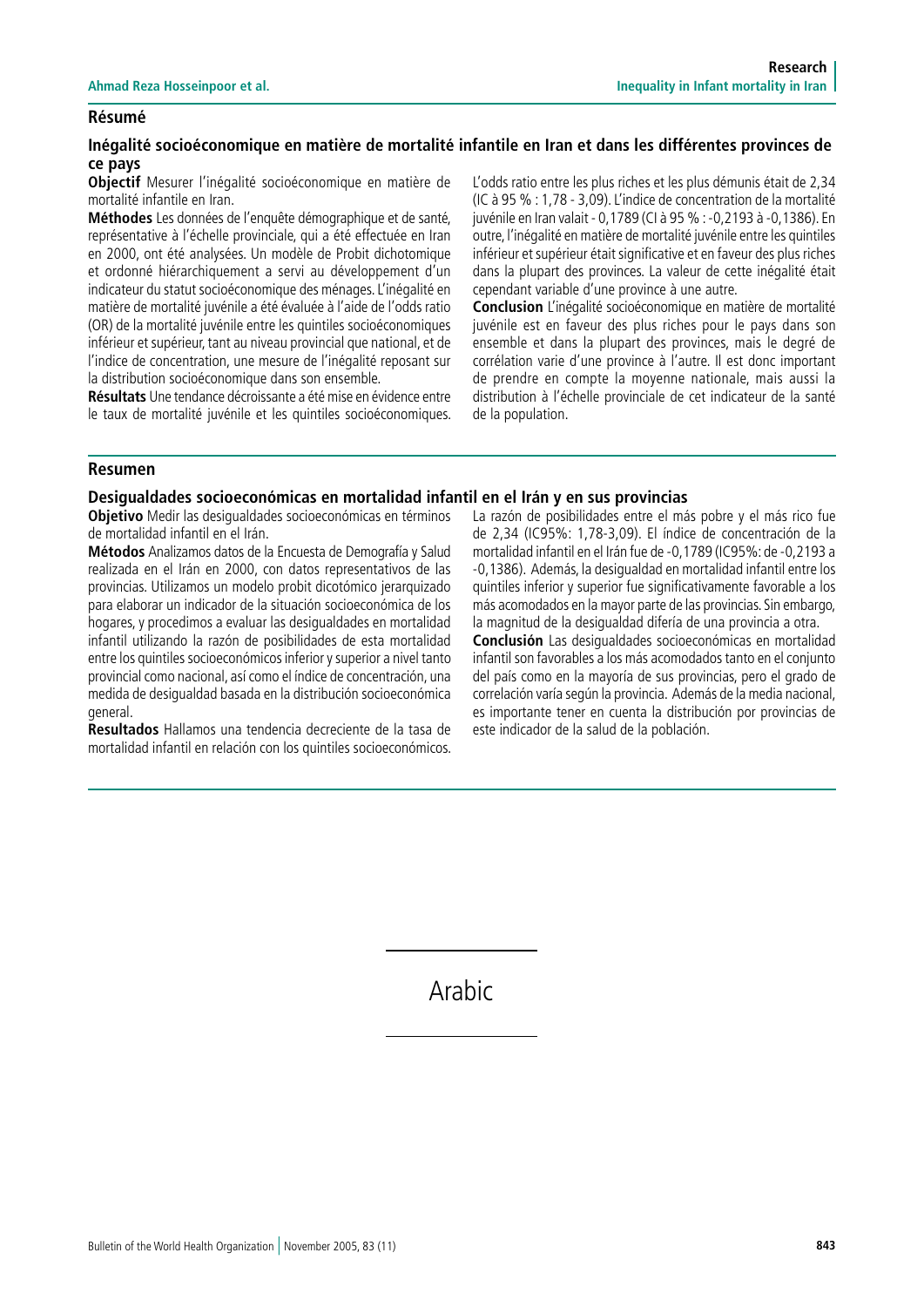## Résumé

### Inégalité socioéconomique en matière de mortalité infantile en Iran et dans les différentes provinces de ce pays

**Objectif** Mesurer l'inégalité socioéconomique en matière de mortalité infantile en Iran.

**Méthodes** Les données de l'enquête démographique et de santé, représentative à l'échelle provinciale, qui a été effectuée en Iran en 2000, ont été analysées. Un modèle de Probit dichotomique et ordonné hiérarchiquement a servi au développement d'un indicateur du statut socioéconomique des ménages. L'inégalité en matière de mortalité juvénile a été évaluée à l'aide de l'odds ratio (OR) de la mortalité juvénile entre les quintiles socioéconomiques inférieur et supérieur, tant au niveau provincial que national, et de l'indice de concentration, une mesure de l'inégalité reposant sur la distribution socioéconomique dans son ensemble.

**Résultats** Une tendance décroissante a été mise en évidence entre le taux de mortalité juvénile et les quintiles socioéconomiques. L'odds ratio entre les plus riches et les plus démunis était de 2,34 (IC à 95 % : 1,78 - 3,09). L'indice de concentration de la mortalité juvénile en Iran valait - 0,1789 (CI à 95 % : -0,2193 à -0,1386). En outre, l'inégalité en matière de mortalité juvénile entre les quintiles inférieur et supérieur était significative et en faveur des plus riches dans la plupart des provinces. La valeur de cette inégalité était cependant variable d'une province à une autre.

**Conclusion** L'inégalité socioéconomique en matière de mortalité juvénile est en faveur des plus riches pour le pays dans son ensemble et dans la plupart des provinces, mais le degré de corrélation varie d'une province à l'autre. Il est donc important de prendre en compte la moyenne nationale, mais aussi la distribution à l'échelle provinciale de cet indicateur de la santé de la population.

## Resumen

### Desigualdades socioeconómicas en mortalidad infantil en el Irán y en sus provincias

**Objetivo** Medir las desigualdades socioeconómicas en términos de mortalidad infantil en el Irán.

**Métodos** Analizamos datos de la Encuesta de Demografía y Salud realizada en el Irán en 2000, con datos representativos de las provincias. Utilizamos un modelo probit dicotómico jerarquizado para elaborar un indicador de la situación socioeconómica de los hogares, y procedimos a evaluar las desigualdades en mortalidad infantil utilizando la razón de posibilidades de esta mortalidad entre los quintiles socioeconómicos inferior y superior a nivel tanto provincial como nacional, así como el índice de concentración, una medida de desigualdad basada en la distribución socioeconómica general.

**Resultados** Hallamos una tendencia decreciente de la tasa de mortalidad infantil en relación con los quintiles socioeconómicos. La razón de posibilidades entre el más pobre y el más rico fue de 2,34 (IC95%: 1,78-3,09). El índice de concentración de la mortalidad infantil en el Irán fue de -0,1789 (IC95%: de -0,2193 a -0,1386). Además, la desigualdad en mortalidad infantil entre los quintiles inferior y superior fue significativamente favorable a los más acomodados en la mayor parte de las provincias. Sin embargo, la magnitud de la desigualdad difería de una provincia a otra.

**Conclusión** Las desigualdades socioeconómicas en mortalidad infantil son favorables a los más acomodados tanto en el conjunto del país como en la mayoría de sus provincias, pero el grado de correlación varía según la provincia. Además de la media nacional, es importante tener en cuenta la distribución por provincias de este indicador de la salud de la población.

Arabic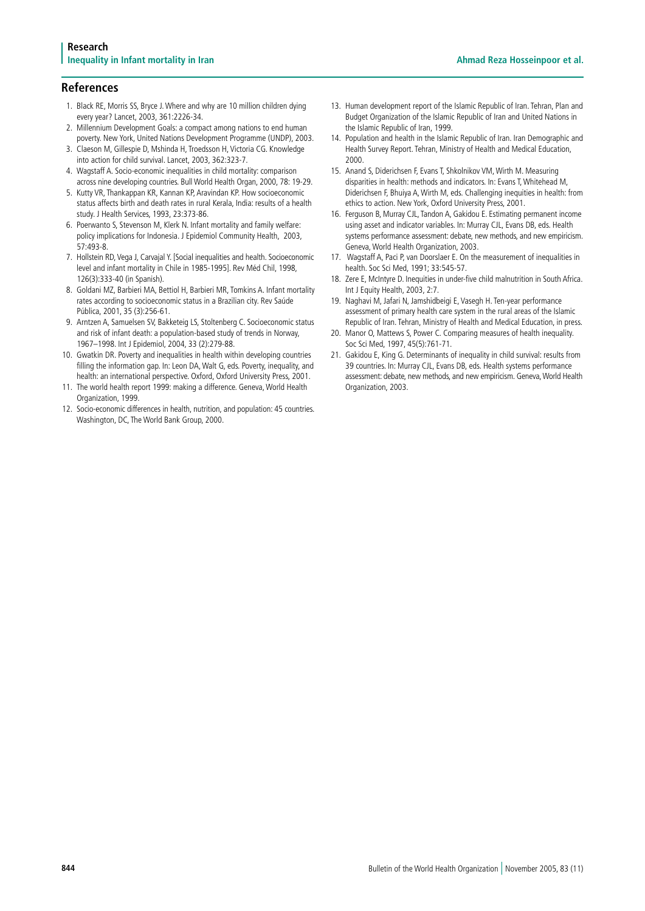## References

1. Black RE, Morris SS, Bryce J. Where and why are 10 million children dying every year? Lancet, 2003, 361:2226-34.
2. Millennium Development Goals: a compact among nations to end human poverty. New York, United Nations Development Programme (UNDP), 2003.
3. Claeson M, Gillespie D, Mshinda H, Troedsson H, Victoria CG. Knowledge into action for child survival. Lancet, 2003, 362:323-7.
4. Wagstaff A. Socio-economic inequalities in child mortality: comparison across nine developing countries. Bull World Health Organ, 2000, 78: 19-29.
5. Kutty VR, Thankappan KR, Kannan KP, Aravindan KP. How socioeconomic status affects birth and death rates in rural Kerala, India: results of a health study. J Health Services, 1993, 23:373-86.
6. Poerwanto S, Stevenson M, Klerk N. Infant mortality and family welfare: policy implications for Indonesia. J Epidemiol Community Health, 2003, 57:493-8.
7. Hollstein RD, Vega J, Carvajal Y. [Social inequalities and health. Socioeconomic level and infant mortality in Chile in 1985-1995]. Rev Méd Chil, 1998, 126(3):333-40 (in Spanish).
8. Goldani MZ, Barbieri MA, Bettiol H, Barbieri MR, Tomkins A. Infant mortality rates according to socioeconomic status in a Brazilian city. Rev Saúde Pública, 2001, 35 (3):256-61.
9. Arntzen A, Samuelsen SV, Bakketeig LS, Stoltenberg C. Socioeconomic status and risk of infant death: a population-based study of trends in Norway, 1967–1998. Int J Epidemiol, 2004, 33 (2):279-88.
10. Gwatkin DR. Poverty and inequalities in health within developing countries filling the information gap. In: Leon DA, Walt G, eds. Poverty, inequality, and health: an international perspective. Oxford, Oxford University Press, 2001.
11. The world health report 1999: making a difference. Geneva, World Health Organization, 1999.
12. Socio-economic differences in health, nutrition, and population: 45 countries. Washington, DC, The World Bank Group, 2000.
13. Human development report of the Islamic Republic of Iran. Tehran, Plan and Budget Organization of the Islamic Republic of Iran and United Nations in the Islamic Republic of Iran, 1999.
14. Population and health in the Islamic Republic of Iran. Iran Demographic and Health Survey Report. Tehran, Ministry of Health and Medical Education, 2000.
15. Anand S, Diderichsen F, Evans T, Shkolnikov VM, Wirth M. Measuring disparities in health: methods and indicators. In: Evans T, Whitehead M, Diderichsen F, Bhuiya A, Wirth M, eds. Challenging inequities in health: from ethics to action. New York, Oxford University Press, 2001.
16. Ferguson B, Murray CJL, Tandon A, Gakidou E. Estimating permanent income using asset and indicator variables. In: Murray CJL, Evans DB, eds. Health systems performance assessment: debate, new methods, and new empiricism. Geneva, World Health Organization, 2003.
17. Wagstaff A, Paci P, van Doorslaer E. On the measurement of inequalities in health. Soc Sci Med, 1991; 33:545-57.
18. Zere E, McIntyre D. Inequities in under-five child malnutrition in South Africa. Int J Equity Health, 2003, 2:7.
19. Naghavi M, Jafari N, Jamshidbeigi E, Vasegh H. Ten-year performance assessment of primary health care system in the rural areas of the Islamic Republic of Iran. Tehran, Ministry of Health and Medical Education, in press.
20. Manor O, Mattews S, Power C. Comparing measures of health inequality. Soc Sci Med, 1997, 45(5):761-71.
21. Gakidou E, King G. Determinants of inequality in child survival: results from 39 countries. In: Murray CJL, Evans DB, eds. Health systems performance assessment: debate, new methods, and new empiricism. Geneva, World Health Organization, 2003.